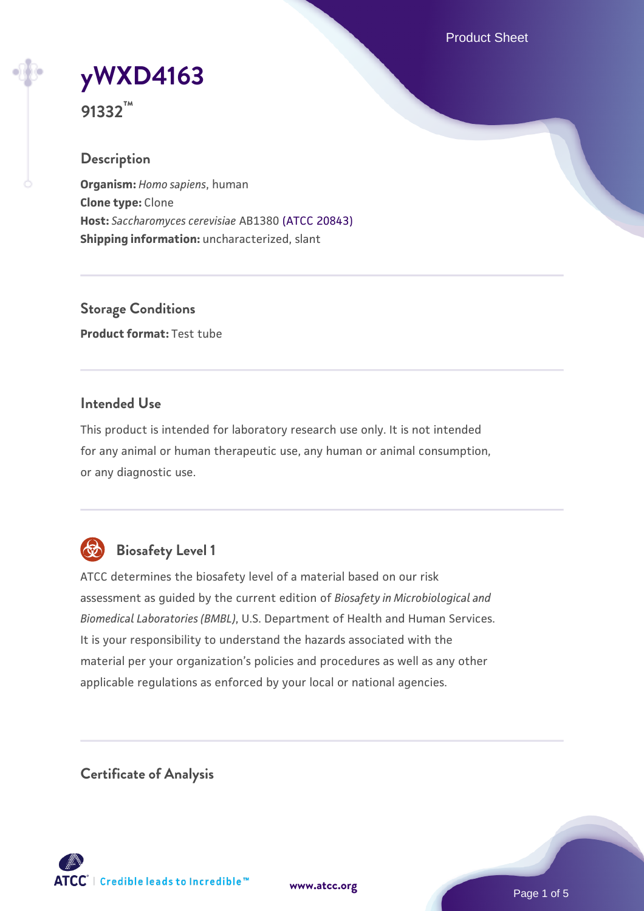# yWXD4163

**91332™**

## Description

**Organism:** *Homo sapiens*, human
**Clone type:** Clone
**Host:** *Saccharomyces cerevisiae* AB1380 (ATCC 20843)
**Shipping information:** uncharacterized, slant

## Storage Conditions

**Product format:** Test tube

## Intended Use

This product is intended for laboratory research use only. It is not intended for any animal or human therapeutic use, any human or animal consumption, or any diagnostic use.

## Biosafety Level 1

ATCC determines the biosafety level of a material based on our risk assessment as guided by the current edition of *Biosafety in Microbiological and Biomedical Laboratories (BMBL)*, U.S. Department of Health and Human Services. It is your responsibility to understand the hazards associated with the material per your organization's policies and procedures as well as any other applicable regulations as enforced by your local or national agencies.

## Certificate of Analysis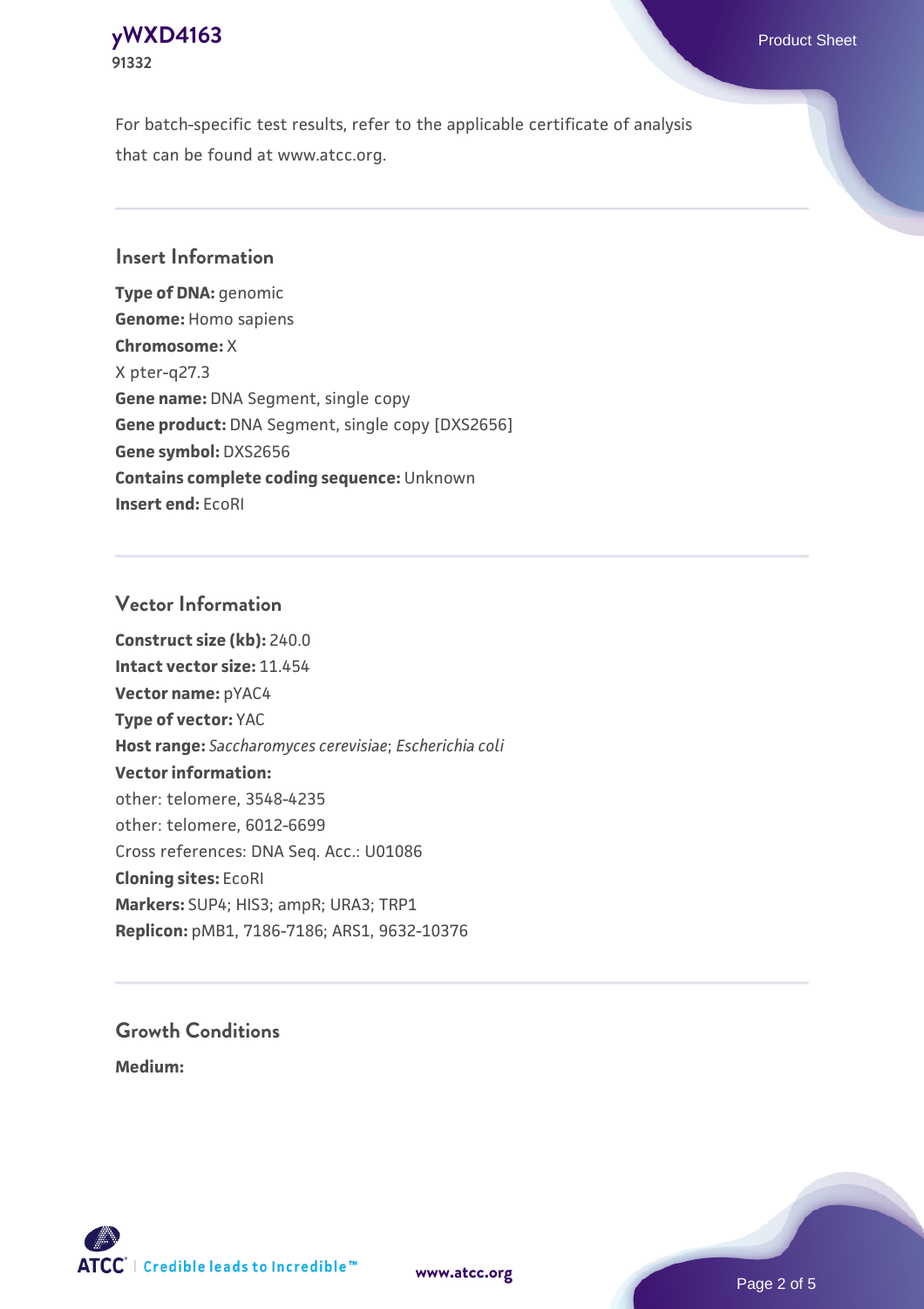For batch-specific test results, refer to the applicable certificate of analysis that can be found at www.atcc.org.

## Insert Information

**Type of DNA:** genomic
**Genome:** Homo sapiens
**Chromosome:** X
X pter-q27.3
**Gene name:** DNA Segment, single copy
**Gene product:** DNA Segment, single copy [DXS2656]
**Gene symbol:** DXS2656
**Contains complete coding sequence:** Unknown
**Insert end:** EcoRI

## Vector Information

**Construct size (kb):** 240.0
**Intact vector size:** 11.454
**Vector name:** pYAC4
**Type of vector:** YAC
**Host range:** *Saccharomyces cerevisiae*; *Escherichia coli*
**Vector information:**
other: telomere, 3548-4235
other: telomere, 6012-6699
Cross references: DNA Seq. Acc.: U01086
**Cloning sites:** EcoRI
**Markers:** SUP4; HIS3; ampR; URA3; TRP1
**Replicon:** pMB1, 7186-7186; ARS1, 9632-10376

## Growth Conditions

**Medium:**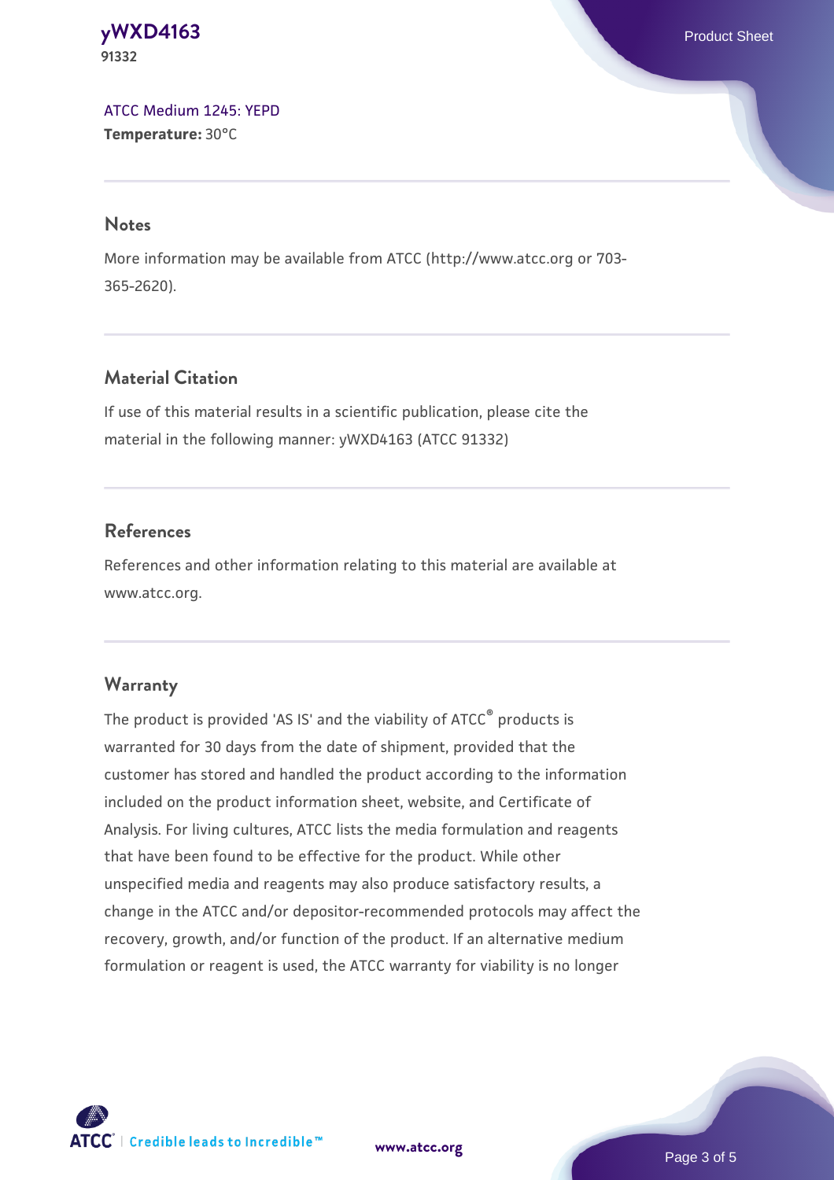ATCC Medium 1245: YEPD
**Temperature:** 30°C

## Notes

More information may be available from ATCC (http://www.atcc.org or 703-365-2620).

## Material Citation

If use of this material results in a scientific publication, please cite the material in the following manner: yWXD4163 (ATCC 91332)

## References

References and other information relating to this material are available at www.atcc.org.

## Warranty

The product is provided 'AS IS' and the viability of ATCC® products is warranted for 30 days from the date of shipment, provided that the customer has stored and handled the product according to the information included on the product information sheet, website, and Certificate of Analysis. For living cultures, ATCC lists the media formulation and reagents that have been found to be effective for the product. While other unspecified media and reagents may also produce satisfactory results, a change in the ATCC and/or depositor-recommended protocols may affect the recovery, growth, and/or function of the product. If an alternative medium formulation or reagent is used, the ATCC warranty for viability is no longer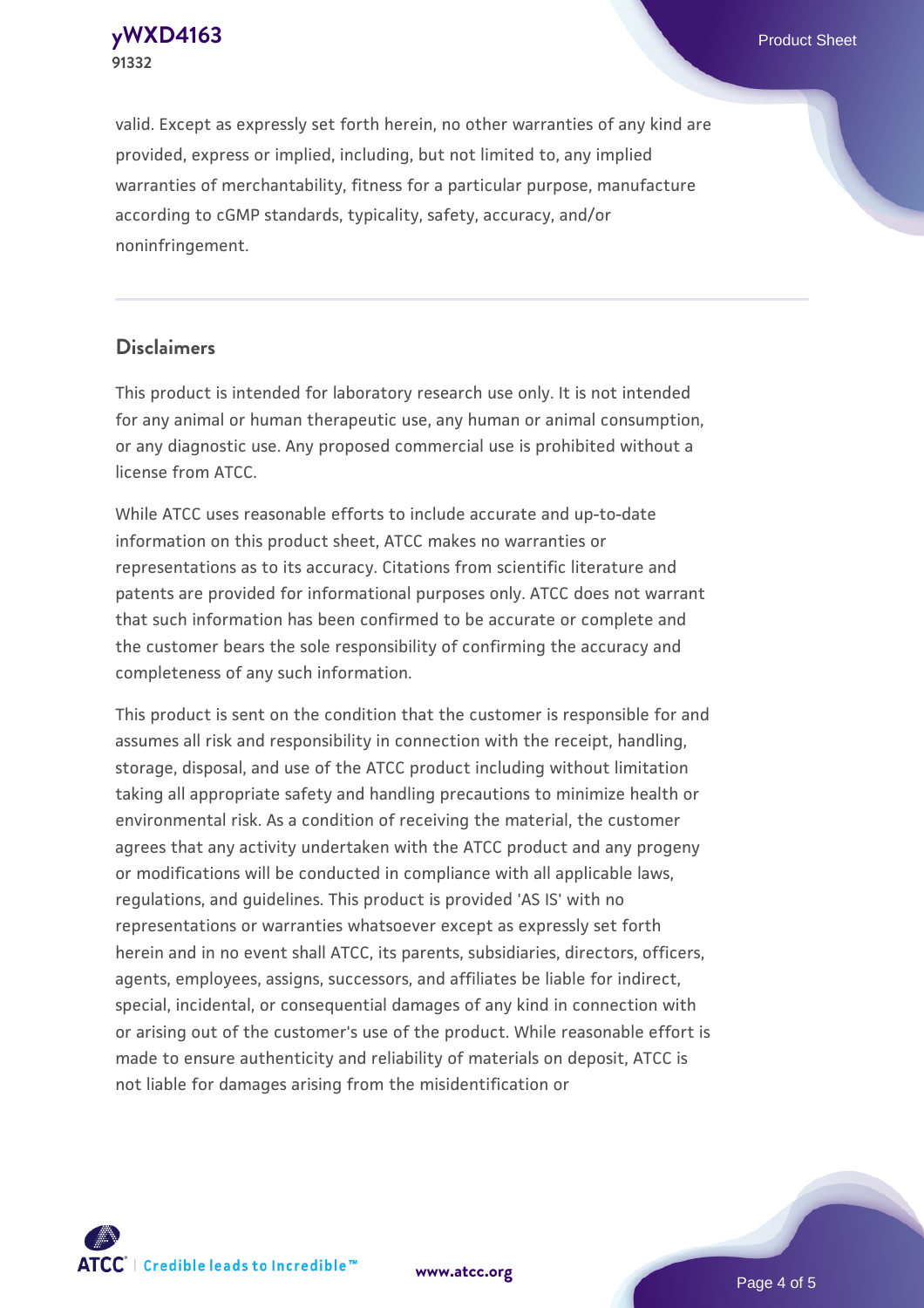valid. Except as expressly set forth herein, no other warranties of any kind are provided, express or implied, including, but not limited to, any implied warranties of merchantability, fitness for a particular purpose, manufacture according to cGMP standards, typicality, safety, accuracy, and/or noninfringement.

## Disclaimers

This product is intended for laboratory research use only. It is not intended for any animal or human therapeutic use, any human or animal consumption, or any diagnostic use. Any proposed commercial use is prohibited without a license from ATCC.

While ATCC uses reasonable efforts to include accurate and up-to-date information on this product sheet, ATCC makes no warranties or representations as to its accuracy. Citations from scientific literature and patents are provided for informational purposes only. ATCC does not warrant that such information has been confirmed to be accurate or complete and the customer bears the sole responsibility of confirming the accuracy and completeness of any such information.

This product is sent on the condition that the customer is responsible for and assumes all risk and responsibility in connection with the receipt, handling, storage, disposal, and use of the ATCC product including without limitation taking all appropriate safety and handling precautions to minimize health or environmental risk. As a condition of receiving the material, the customer agrees that any activity undertaken with the ATCC product and any progeny or modifications will be conducted in compliance with all applicable laws, regulations, and guidelines. This product is provided 'AS IS' with no representations or warranties whatsoever except as expressly set forth herein and in no event shall ATCC, its parents, subsidiaries, directors, officers, agents, employees, assigns, successors, and affiliates be liable for indirect, special, incidental, or consequential damages of any kind in connection with or arising out of the customer's use of the product. While reasonable effort is made to ensure authenticity and reliability of materials on deposit, ATCC is not liable for damages arising from the misidentification or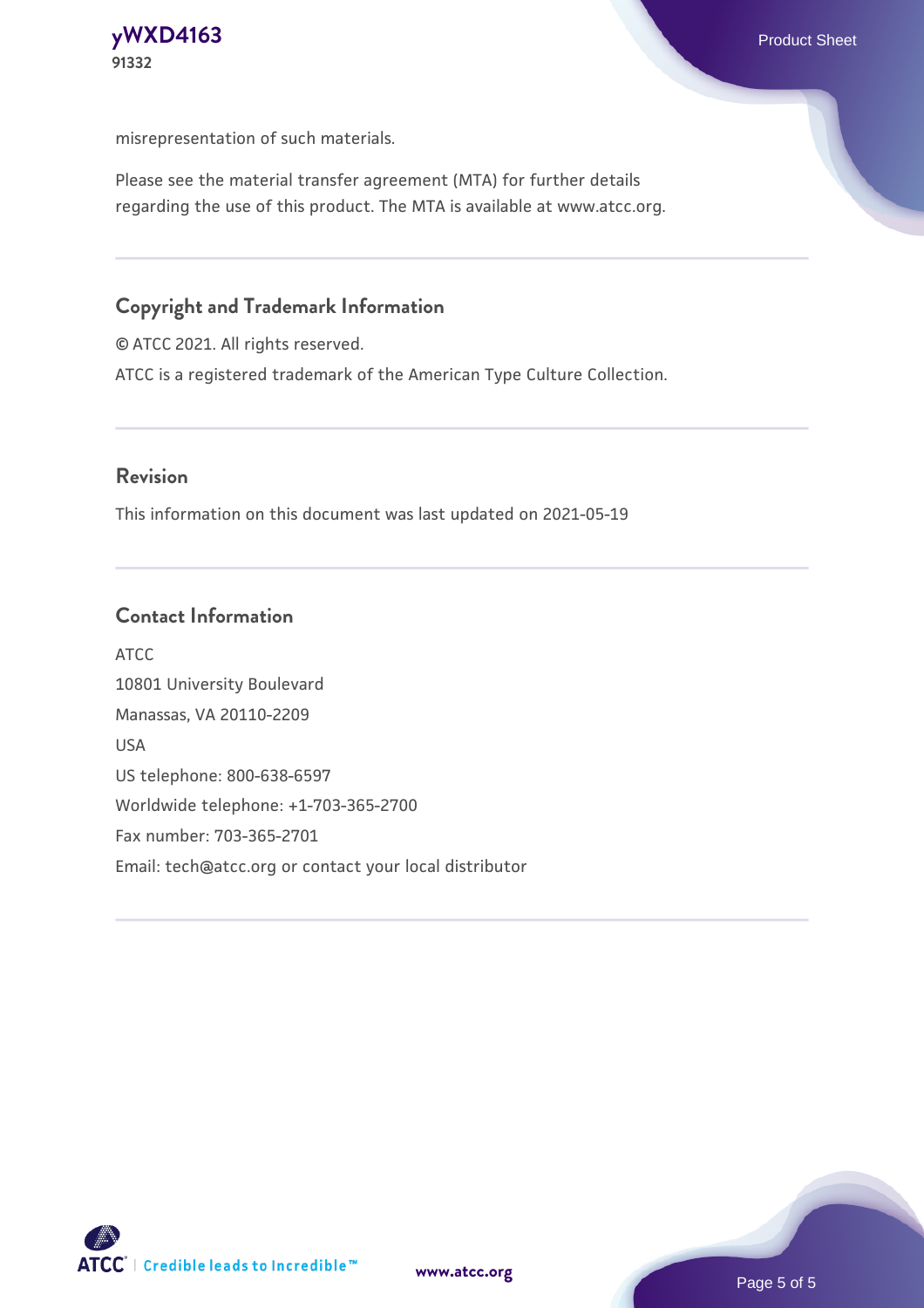misrepresentation of such materials.

Please see the material transfer agreement (MTA) for further details regarding the use of this product. The MTA is available at www.atcc.org.

## Copyright and Trademark Information

© ATCC 2021. All rights reserved.

ATCC is a registered trademark of the American Type Culture Collection.

## Revision

This information on this document was last updated on 2021-05-19

## Contact Information

ATCC
10801 University Boulevard
Manassas, VA 20110-2209
USA
US telephone: 800-638-6597
Worldwide telephone: +1-703-365-2700
Fax number: 703-365-2701
Email: tech@atcc.org or contact your local distributor